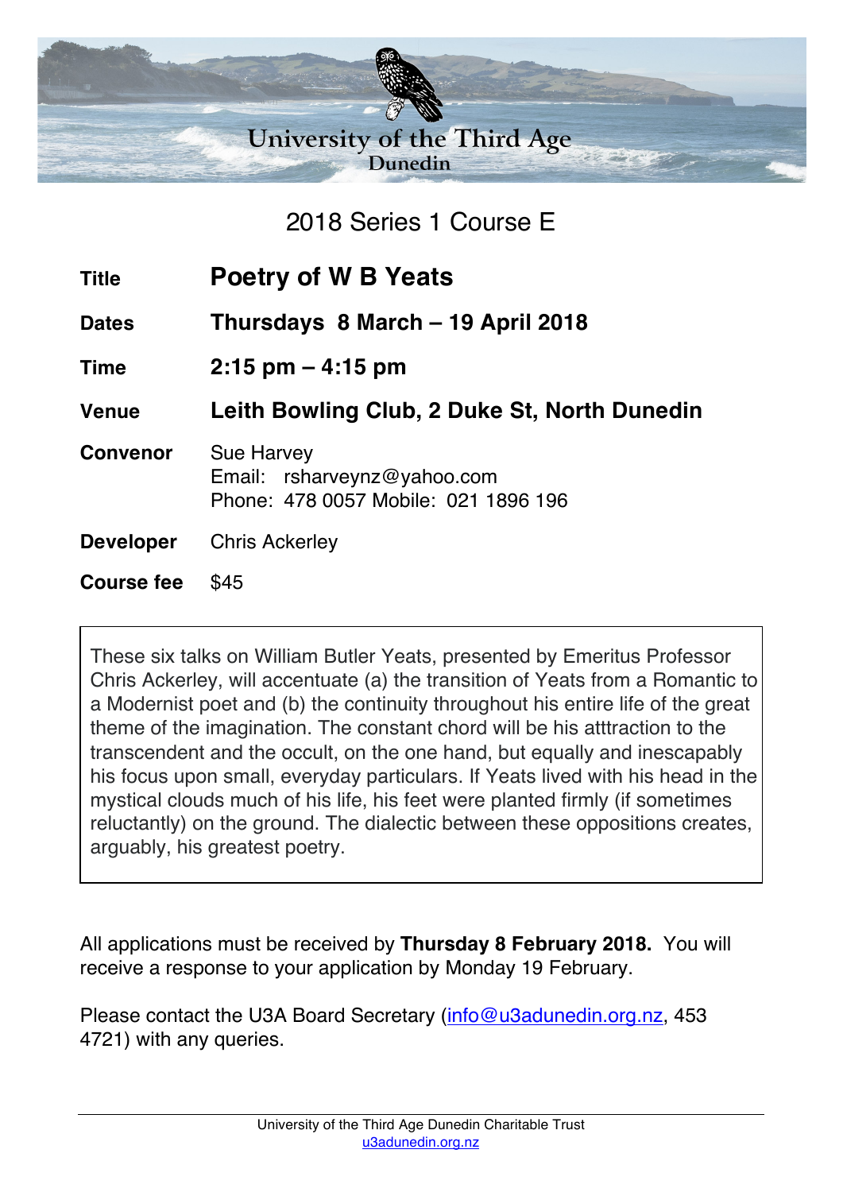# University of the Third Age
## Dunedin

### 2018 Series 1 Course E

| | |
|---|---|
| **Title** | **Poetry of W B Yeats** |
| **Dates** | **Thursdays 8 March – 19 April 2018** |
| **Time** | **2:15 pm – 4:15 pm** |
| **Venue** | **Leith Bowling Club, 2 Duke St, North Dunedin** |
| **Convenor** | Sue Harvey<br>Email: rsharveynz@yahoo.com<br>Phone: 478 0057 Mobile: 021 1896 196 |
| **Developer** | Chris Ackerley |
| **Course fee** | $45 |

These six talks on William Butler Yeats, presented by Emeritus Professor Chris Ackerley, will accentuate (a) the transition of Yeats from a Romantic to a Modernist poet and (b) the continuity throughout his entire life of the great theme of the imagination. The constant chord will be his atttraction to the transcendent and the occult, on the one hand, but equally and inescapably his focus upon small, everyday particulars. If Yeats lived with his head in the mystical clouds much of his life, his feet were planted firmly (if sometimes reluctantly) on the ground. The dialectic between these oppositions creates, arguably, his greatest poetry.

All applications must be received by **Thursday 8 February 2018.** You will receive a response to your application by Monday 19 February.

Please contact the U3A Board Secretary (info@u3adunedin.org.nz, 453 4721) with any queries.

University of the Third Age Dunedin Charitable Trust
u3adunedin.org.nz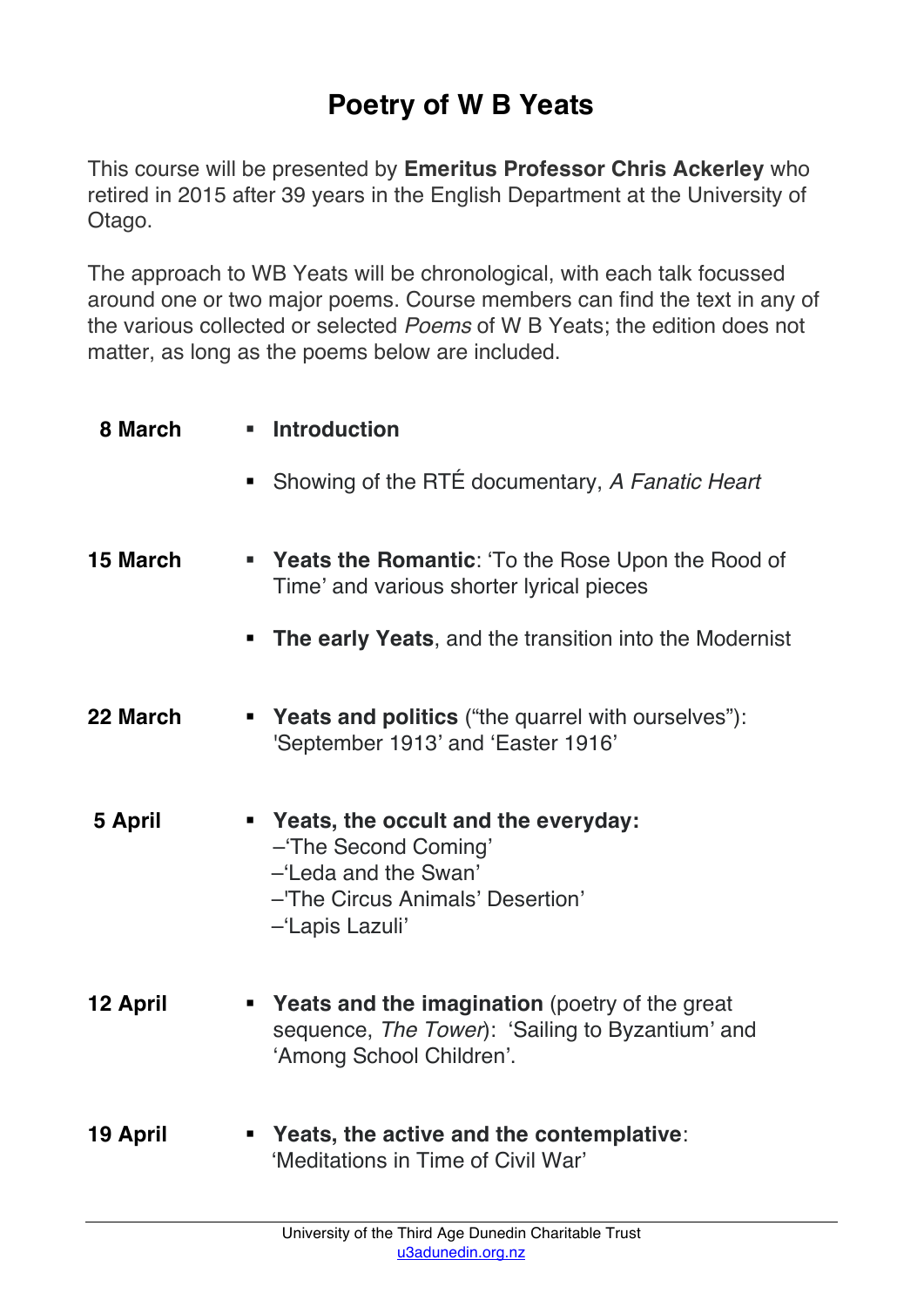# Poetry of W B Yeats

This course will be presented by **Emeritus Professor Chris Ackerley** who retired in 2015 after 39 years in the English Department at the University of Otago.

The approach to WB Yeats will be chronological, with each talk focussed around one or two major poems. Course members can find the text in any of the various collected or selected *Poems* of W B Yeats; the edition does not matter, as long as the poems below are included.

| | |
|---|---|
| **8 March** | ▪ **Introduction**<br>▪ Showing of the RTÉ documentary, *A Fanatic Heart* |
| **15 March** | ▪ **Yeats the Romantic**: 'To the Rose Upon the Rood of Time' and various shorter lyrical pieces<br>▪ **The early Yeats**, and the transition into the Modernist |
| **22 March** | ▪ **Yeats and politics** ("the quarrel with ourselves"): 'September 1913' and 'Easter 1916' |
| **5 April** | ▪ **Yeats, the occult and the everyday:**<br>–'The Second Coming'<br>–'Leda and the Swan'<br>–'The Circus Animals' Desertion'<br>–'Lapis Lazuli' |
| **12 April** | ▪ **Yeats and the imagination** (poetry of the great sequence, *The Tower*): 'Sailing to Byzantium' and 'Among School Children'. |
| **19 April** | ▪ **Yeats, the active and the contemplative**: 'Meditations in Time of Civil War' |

University of the Third Age Dunedin Charitable Trust
u3adunedin.org.nz